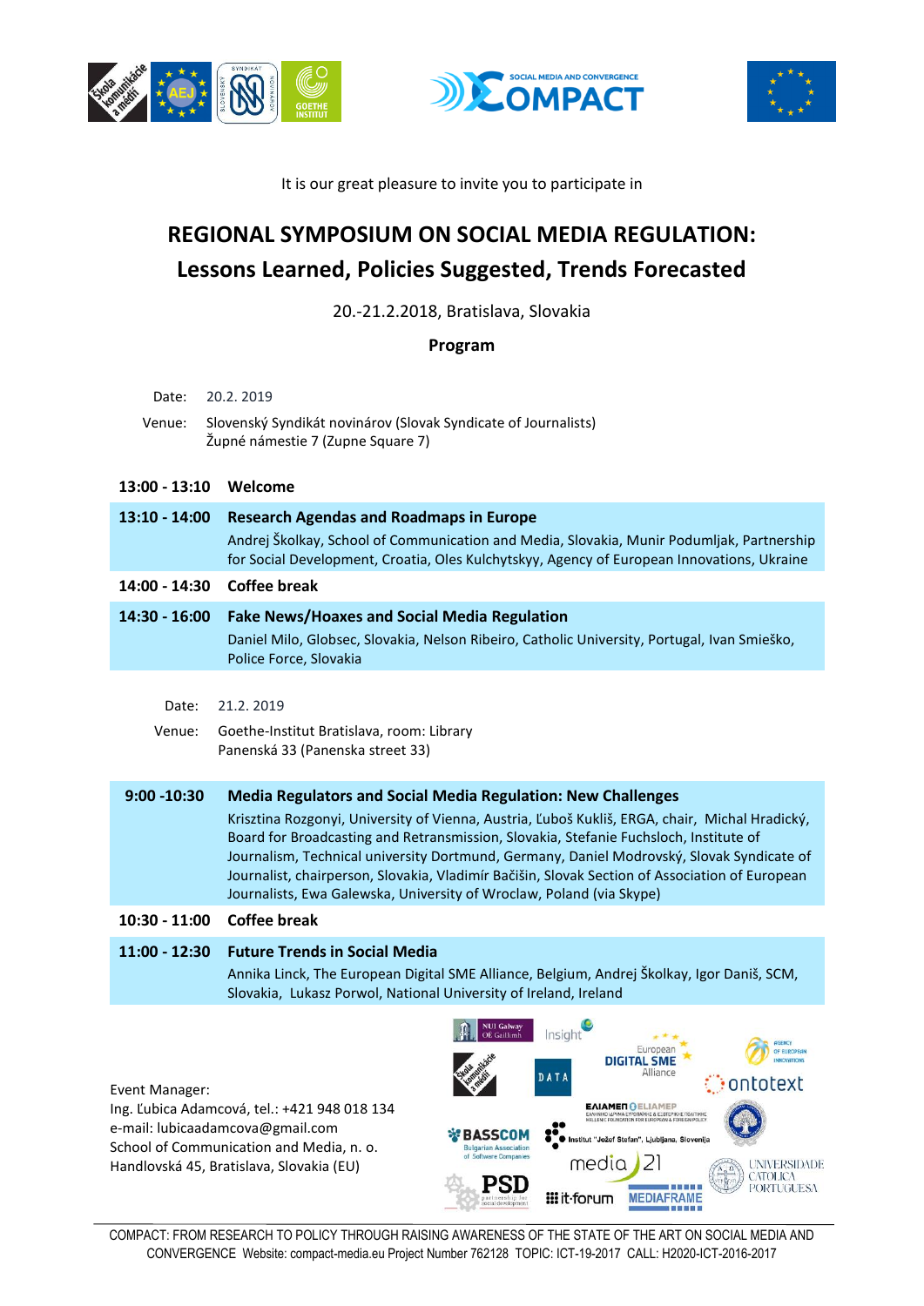It is our great pleasure to invite you to participate in

# REGIONAL SYMPOSIUM ON SOCIAL MEDIA REGULATION: Lessons Learned, Policies Suggested, Trends Forecasted

20.-21.2.2018, Bratislava, Slovakia

**Program**

Date: 20.2. 2019

Venue: Slovenský Syndikát novinárov (Slovak Syndicate of Journalists)
Župné námestie 7 (Zupne Square 7)

| | |
|---|---|
| **13:00 - 13:10** | **Welcome** |
| **13:10 - 14:00** | **Research Agendas and Roadmaps in Europe**<br>Andrej Školkay, School of Communication and Media, Slovakia, Munir Podumljak, Partnership for Social Development, Croatia, Oles Kulchytskyy, Agency of European Innovations, Ukraine |
| **14:00 - 14:30** | **Coffee break** |
| **14:30 - 16:00** | **Fake News/Hoaxes and Social Media Regulation**<br>Daniel Milo, Globsec, Slovakia, Nelson Ribeiro, Catholic University, Portugal, Ivan Smieško, Police Force, Slovakia |

Date: 21.2. 2019

Venue: Goethe-Institut Bratislava, room: Library
Panenská 33 (Panenska street 33)

| | |
|---|---|
| **9:00 -10:30** | **Media Regulators and Social Media Regulation: New Challenges**<br>Krisztina Rozgonyi, University of Vienna, Austria, Ľuboš Kukliš, ERGA, chair, Michal Hradický, Board for Broadcasting and Retransmission, Slovakia, Stefanie Fuchsloch, Institute of Journalism, Technical university Dortmund, Germany, Daniel Modrovský, Slovak Syndicate of Journalist, chairperson, Slovakia, Vladimír Bačišin, Slovak Section of Association of European Journalists, Ewa Galewska, University of Wroclaw, Poland (via Skype) |
| **10:30 - 11:00** | **Coffee break** |
| **11:00 - 12:30** | **Future Trends in Social Media**<br>Annika Linck, The European Digital SME Alliance, Belgium, Andrej Školkay, Igor Daniš, SCM, Slovakia, Lukasz Porwol, National University of Ireland, Ireland |

Event Manager:
Ing. Ľubica Adamcová, tel.: +421 948 018 134
e-mail: lubicaadamcova@gmail.com
School of Communication and Media, n. o.
Handlovská 45, Bratislava, Slovakia (EU)

COMPACT: FROM RESEARCH TO POLICY THROUGH RAISING AWARENESS OF THE STATE OF THE ART ON SOCIAL MEDIA AND CONVERGENCE Website: compact-media.eu Project Number 762128 TOPIC: ICT-19-2017 CALL: H2020-ICT-2016-2017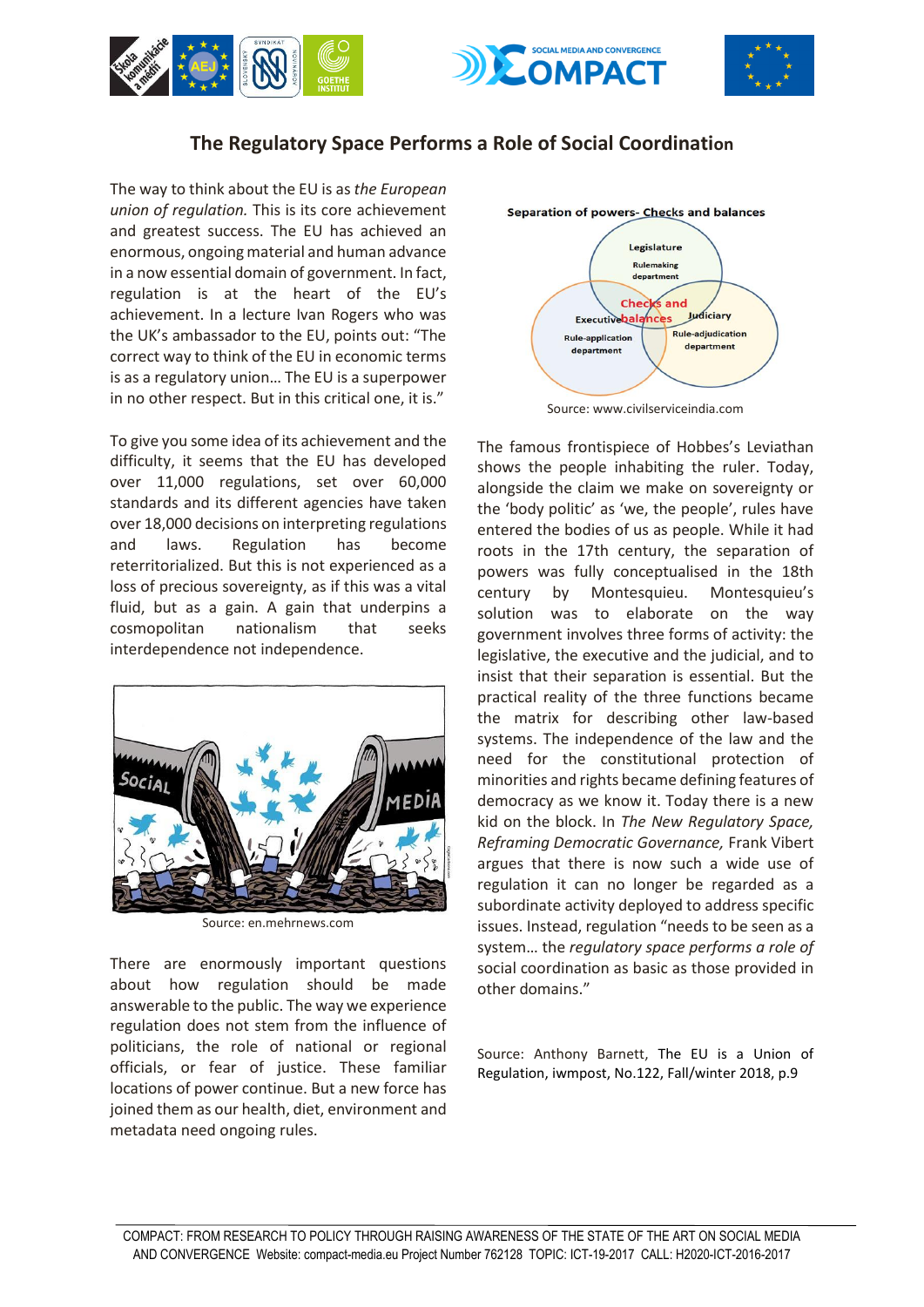## The Regulatory Space Performs a Role of Social Coordination

The way to think about the EU is as *the European union of regulation.* This is its core achievement and greatest success. The EU has achieved an enormous, ongoing material and human advance in a now essential domain of government. In fact, regulation is at the heart of the EU's achievement. In a lecture Ivan Rogers who was the UK's ambassador to the EU, points out: "The correct way to think of the EU in economic terms is as a regulatory union… The EU is a superpower in no other respect. But in this critical one, it is."

To give you some idea of its achievement and the difficulty, it seems that the EU has developed over 11,000 regulations, set over 60,000 standards and its different agencies have taken over 18,000 decisions on interpreting regulations and laws. Regulation has become reterritorialized. But this is not experienced as a loss of precious sovereignty, as if this was a vital fluid, but as a gain. A gain that underpins a cosmopolitan nationalism that seeks interdependence not independence.

Source: en.mehrnews.com

There are enormously important questions about how regulation should be made answerable to the public. The way we experience regulation does not stem from the influence of politicians, the role of national or regional officials, or fear of justice. These familiar locations of power continue. But a new force has joined them as our health, diet, environment and metadata need ongoing rules.

Separation of powers- Checks and balances

Legislature
Rulemaking department

Executive
Rule-application department

Judiciary
Rule-adjudication department

Checks and balances

Source: www.civilserviceindia.com

The famous frontispiece of Hobbes's Leviathan shows the people inhabiting the ruler. Today, alongside the claim we make on sovereignty or the 'body politic' as 'we, the people', rules have entered the bodies of us as people. While it had roots in the 17th century, the separation of powers was fully conceptualised in the 18th century by Montesquieu. Montesquieu's solution was to elaborate on the way government involves three forms of activity: the legislative, the executive and the judicial, and to insist that their separation is essential. But the practical reality of the three functions became the matrix for describing other law-based systems. The independence of the law and the need for the constitutional protection of minorities and rights became defining features of democracy as we know it. Today there is a new kid on the block. In *The New Regulatory Space, Reframing Democratic Governance,* Frank Vibert argues that there is now such a wide use of regulation it can no longer be regarded as a subordinate activity deployed to address specific issues. Instead, regulation "needs to be seen as a system… the *regulatory space performs a role of* social coordination as basic as those provided in other domains."

Source: Anthony Barnett, The EU is a Union of Regulation, iwmpost, No.122, Fall/winter 2018, p.9